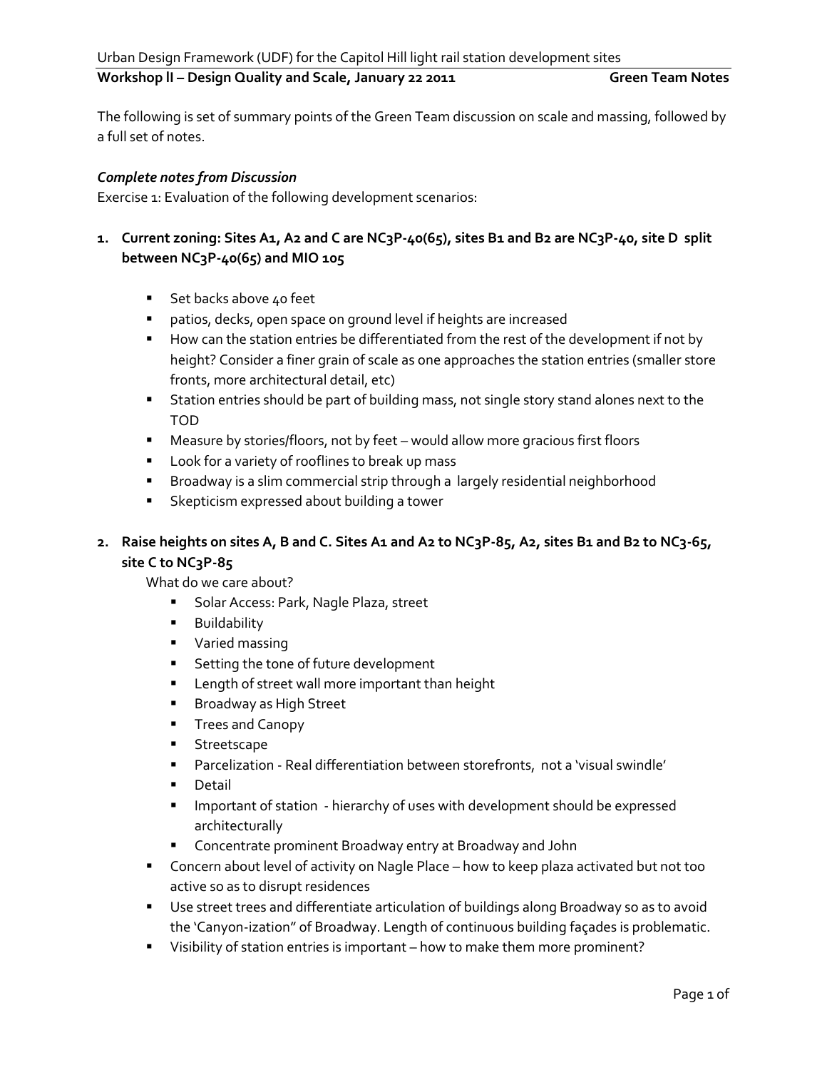Urban Design Framework (UDF) for the Capitol Hill light rail station development sites

**Workshop II – Design Quality and Scale, January 22 2011 — Green Team Notes**

The following is set of summary points of the Green Team discussion on scale and massing, followed by a full set of notes.

***Complete notes from Discussion***

Exercise 1: Evaluation of the following development scenarios:

1. **Current zoning: Sites A1, A2 and C are NC3P-40(65), sites B1 and B2 are NC3P-40, site D split between NC3P-40(65) and MIO 105**

   - Set backs above 40 feet
   - patios, decks, open space on ground level if heights are increased
   - How can the station entries be differentiated from the rest of the development if not by height? Consider a finer grain of scale as one approaches the station entries (smaller store fronts, more architectural detail, etc)
   - Station entries should be part of building mass, not single story stand alones next to the TOD
   - Measure by stories/floors, not by feet – would allow more gracious first floors
   - Look for a variety of rooflines to break up mass
   - Broadway is a slim commercial strip through a largely residential neighborhood
   - Skepticism expressed about building a tower

2. **Raise heights on sites A, B and C. Sites A1 and A2 to NC3P-85, A2, sites B1 and B2 to NC3-65, site C to NC3P-85**

   What do we care about?
   - Solar Access: Park, Nagle Plaza, street
   - Buildability
   - Varied massing
   - Setting the tone of future development
   - Length of street wall more important than height
   - Broadway as High Street
   - Trees and Canopy
   - Streetscape
   - Parcelization - Real differentiation between storefronts, not a 'visual swindle'
   - Detail
   - Important of station - hierarchy of uses with development should be expressed architecturally
   - Concentrate prominent Broadway entry at Broadway and John
   
   - Concern about level of activity on Nagle Place – how to keep plaza activated but not too active so as to disrupt residences
   - Use street trees and differentiate articulation of buildings along Broadway so as to avoid the 'Canyon-ization" of Broadway. Length of continuous building façades is problematic.
   - Visibility of station entries is important – how to make them more prominent?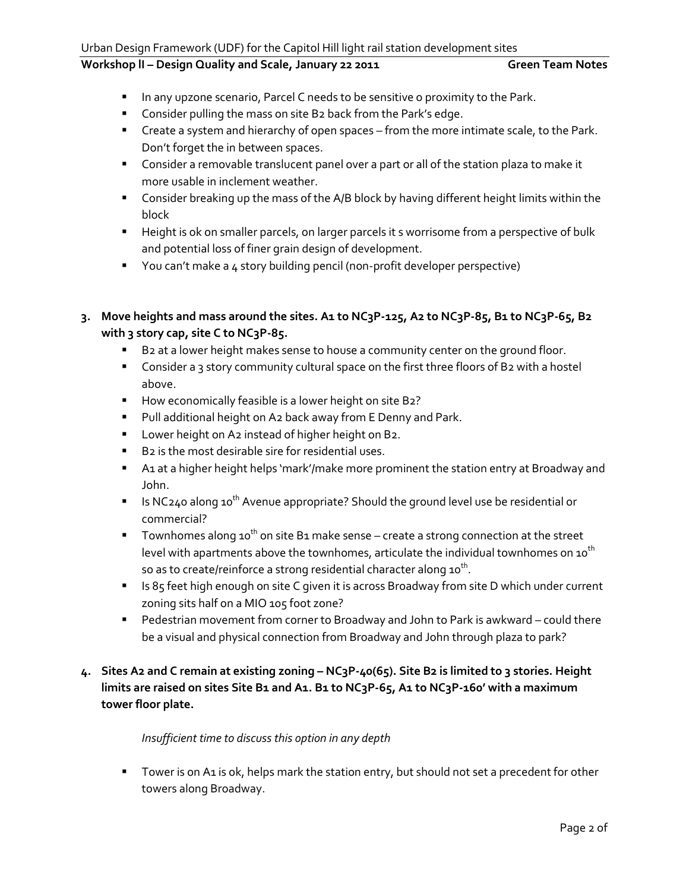- In any upzone scenario, Parcel C needs to be sensitive o proximity to the Park.
- Consider pulling the mass on site B2 back from the Park's edge.
- Create a system and hierarchy of open spaces – from the more intimate scale, to the Park. Don't forget the in between spaces.
- Consider a removable translucent panel over a part or all of the station plaza to make it more usable in inclement weather.
- Consider breaking up the mass of the A/B block by having different height limits within the block
- Height is ok on smaller parcels, on larger parcels it s worrisome from a perspective of bulk and potential loss of finer grain design of development.
- You can't make a 4 story building pencil (non-profit developer perspective)

**3. Move heights and mass around the sites. A1 to NC3P-125, A2 to NC3P-85, B1 to NC3P-65, B2 with 3 story cap, site C to NC3P-85.**

- B2 at a lower height makes sense to house a community center on the ground floor.
- Consider a 3 story community cultural space on the first three floors of B2 with a hostel above.
- How economically feasible is a lower height on site B2?
- Pull additional height on A2 back away from E Denny and Park.
- Lower height on A2 instead of higher height on B2.
- B2 is the most desirable sire for residential uses.
- A1 at a higher height helps 'mark'/make more prominent the station entry at Broadway and John.
- Is NC240 along 10th Avenue appropriate? Should the ground level use be residential or commercial?
- Townhomes along 10th on site B1 make sense – create a strong connection at the street level with apartments above the townhomes, articulate the individual townhomes on 10th so as to create/reinforce a strong residential character along 10th.
- Is 85 feet high enough on site C given it is across Broadway from site D which under current zoning sits half on a MIO 105 foot zone?
- Pedestrian movement from corner to Broadway and John to Park is awkward – could there be a visual and physical connection from Broadway and John through plaza to park?

**4. Sites A2 and C remain at existing zoning – NC3P-40(65). Site B2 is limited to 3 stories. Height limits are raised on sites Site B1 and A1. B1 to NC3P-65, A1 to NC3P-160' with a maximum tower floor plate.**

*Insufficient time to discuss this option in any depth*

- Tower is on A1 is ok, helps mark the station entry, but should not set a precedent for other towers along Broadway.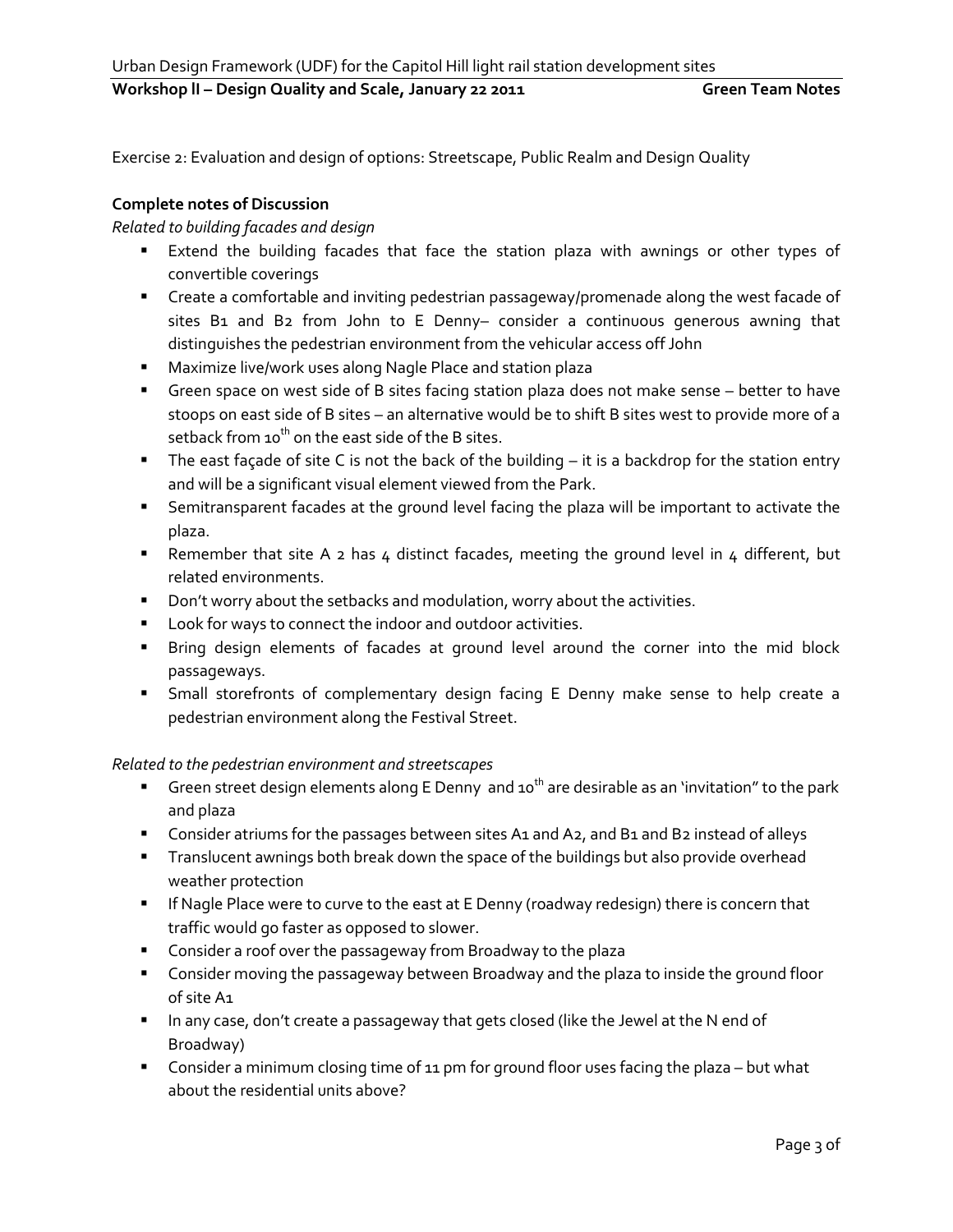Exercise 2: Evaluation and design of options: Streetscape, Public Realm and Design Quality

**Complete notes of Discussion**

*Related to building facades and design*

- Extend the building facades that face the station plaza with awnings or other types of convertible coverings
- Create a comfortable and inviting pedestrian passageway/promenade along the west facade of sites B1 and B2 from John to E Denny– consider a continuous generous awning that distinguishes the pedestrian environment from the vehicular access off John
- Maximize live/work uses along Nagle Place and station plaza
- Green space on west side of B sites facing station plaza does not make sense – better to have stoops on east side of B sites – an alternative would be to shift B sites west to provide more of a setback from 10th on the east side of the B sites.
- The east façade of site C is not the back of the building – it is a backdrop for the station entry and will be a significant visual element viewed from the Park.
- Semitransparent facades at the ground level facing the plaza will be important to activate the plaza.
- Remember that site A 2 has 4 distinct facades, meeting the ground level in 4 different, but related environments.
- Don't worry about the setbacks and modulation, worry about the activities.
- Look for ways to connect the indoor and outdoor activities.
- Bring design elements of facades at ground level around the corner into the mid block passageways.
- Small storefronts of complementary design facing E Denny make sense to help create a pedestrian environment along the Festival Street.

*Related to the pedestrian environment and streetscapes*

- Green street design elements along E Denny and 10th are desirable as an 'invitation" to the park and plaza
- Consider atriums for the passages between sites A1 and A2, and B1 and B2 instead of alleys
- Translucent awnings both break down the space of the buildings but also provide overhead weather protection
- If Nagle Place were to curve to the east at E Denny (roadway redesign) there is concern that traffic would go faster as opposed to slower.
- Consider a roof over the passageway from Broadway to the plaza
- Consider moving the passageway between Broadway and the plaza to inside the ground floor of site A1
- In any case, don't create a passageway that gets closed (like the Jewel at the N end of Broadway)
- Consider a minimum closing time of 11 pm for ground floor uses facing the plaza – but what about the residential units above?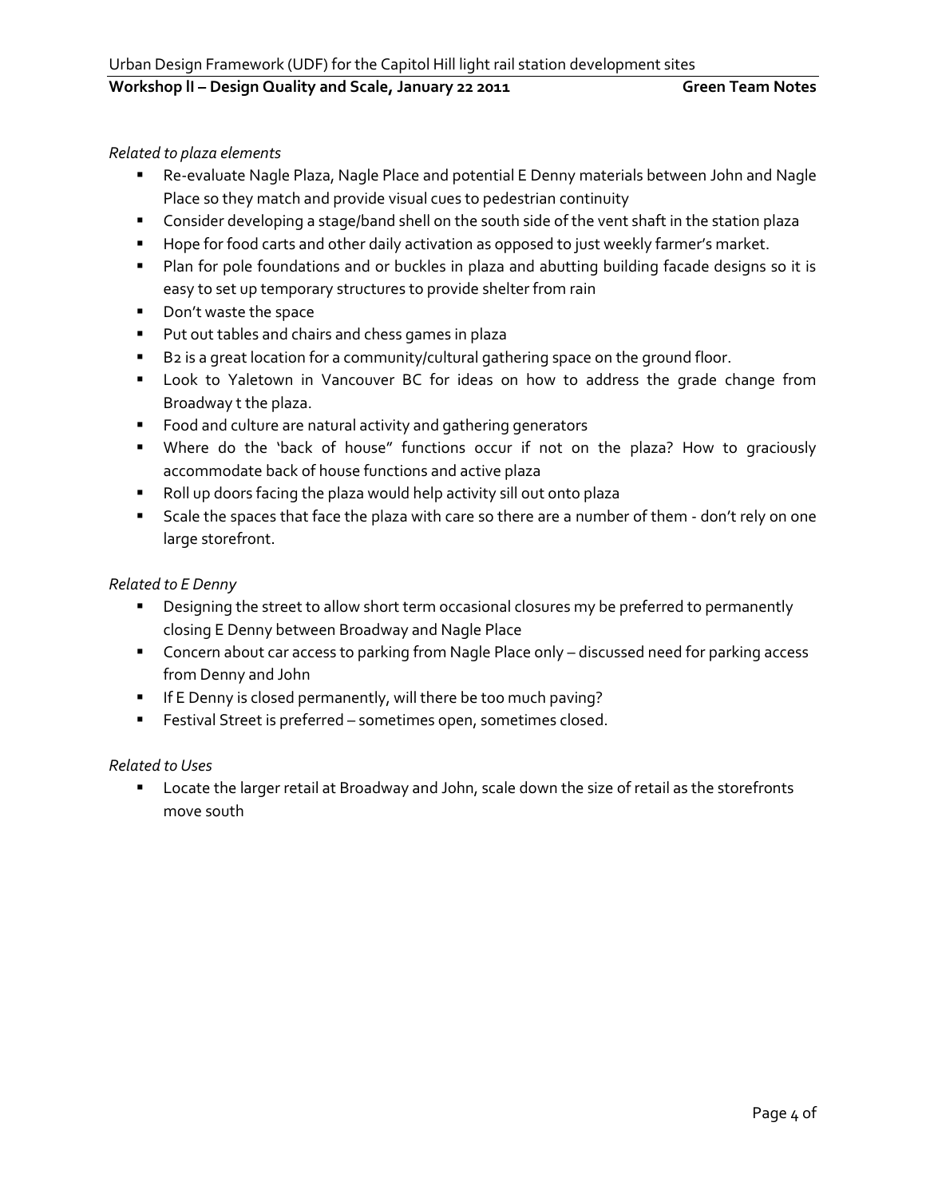*Related to plaza elements*

- Re-evaluate Nagle Plaza, Nagle Place and potential E Denny materials between John and Nagle Place so they match and provide visual cues to pedestrian continuity
- Consider developing a stage/band shell on the south side of the vent shaft in the station plaza
- Hope for food carts and other daily activation as opposed to just weekly farmer's market.
- Plan for pole foundations and or buckles in plaza and abutting building facade designs so it is easy to set up temporary structures to provide shelter from rain
- Don't waste the space
- Put out tables and chairs and chess games in plaza
- B2 is a great location for a community/cultural gathering space on the ground floor.
- Look to Yaletown in Vancouver BC for ideas on how to address the grade change from Broadway t the plaza.
- Food and culture are natural activity and gathering generators
- Where do the 'back of house" functions occur if not on the plaza? How to graciously accommodate back of house functions and active plaza
- Roll up doors facing the plaza would help activity sill out onto plaza
- Scale the spaces that face the plaza with care so there are a number of them - don't rely on one large storefront.

*Related to E Denny*

- Designing the street to allow short term occasional closures my be preferred to permanently closing E Denny between Broadway and Nagle Place
- Concern about car access to parking from Nagle Place only – discussed need for parking access from Denny and John
- If E Denny is closed permanently, will there be too much paving?
- Festival Street is preferred – sometimes open, sometimes closed.

*Related to Uses*

- Locate the larger retail at Broadway and John, scale down the size of retail as the storefronts move south